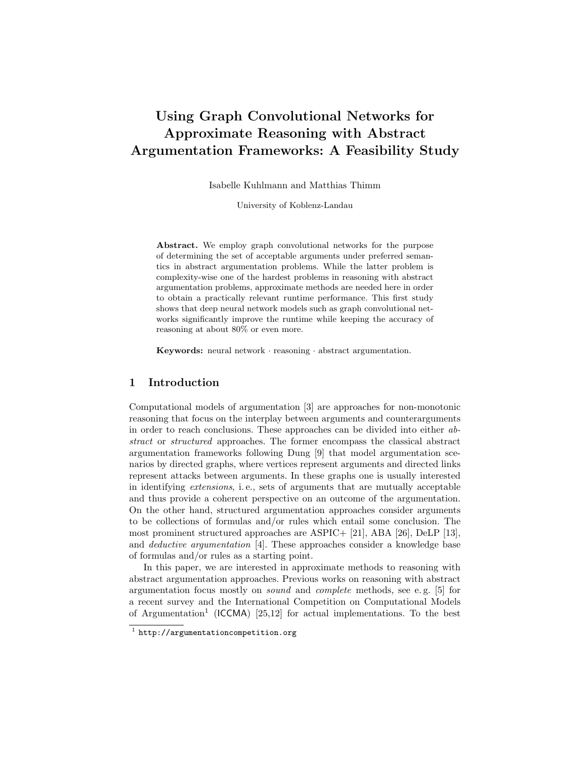# Using Graph Convolutional Networks for Approximate Reasoning with Abstract Argumentation Frameworks: A Feasibility Study

Isabelle Kuhlmann and Matthias Thimm

University of Koblenz-Landau

**Abstract.** We employ graph convolutional networks for the purpose of determining the set of acceptable arguments under preferred semantics in abstract argumentation problems. While the latter problem is complexity-wise one of the hardest problems in reasoning with abstract argumentation problems, approximate methods are needed here in order to obtain a practically relevant runtime performance. This first study shows that deep neural network models such as graph convolutional networks significantly improve the runtime while keeping the accuracy of reasoning at about 80% or even more.

**Keywords:** neural network · reasoning · abstract argumentation.

## 1 Introduction

Computational models of argumentation [3] are approaches for non-monotonic reasoning that focus on the interplay between arguments and counterarguments in order to reach conclusions. These approaches can be divided into either *abstract* or *structured* approaches. The former encompass the classical abstract argumentation frameworks following Dung [9] that model argumentation scenarios by directed graphs, where vertices represent arguments and directed links represent attacks between arguments. In these graphs one is usually interested in identifying *extensions*, i. e., sets of arguments that are mutually acceptable and thus provide a coherent perspective on an outcome of the argumentation. On the other hand, structured argumentation approaches consider arguments to be collections of formulas and/or rules which entail some conclusion. The most prominent structured approaches are ASPIC+ [21], ABA [26], DeLP [13], and *deductive argumentation* [4]. These approaches consider a knowledge base of formulas and/or rules as a starting point.

In this paper, we are interested in approximate methods to reasoning with abstract argumentation approaches. Previous works on reasoning with abstract argumentation focus mostly on *sound* and *complete* methods, see e. g. [5] for a recent survey and the International Competition on Computational Models of Argumentation[1] (ICCMA) [25,12] for actual implementations. To the best

[1] http://argumentationcompetition.org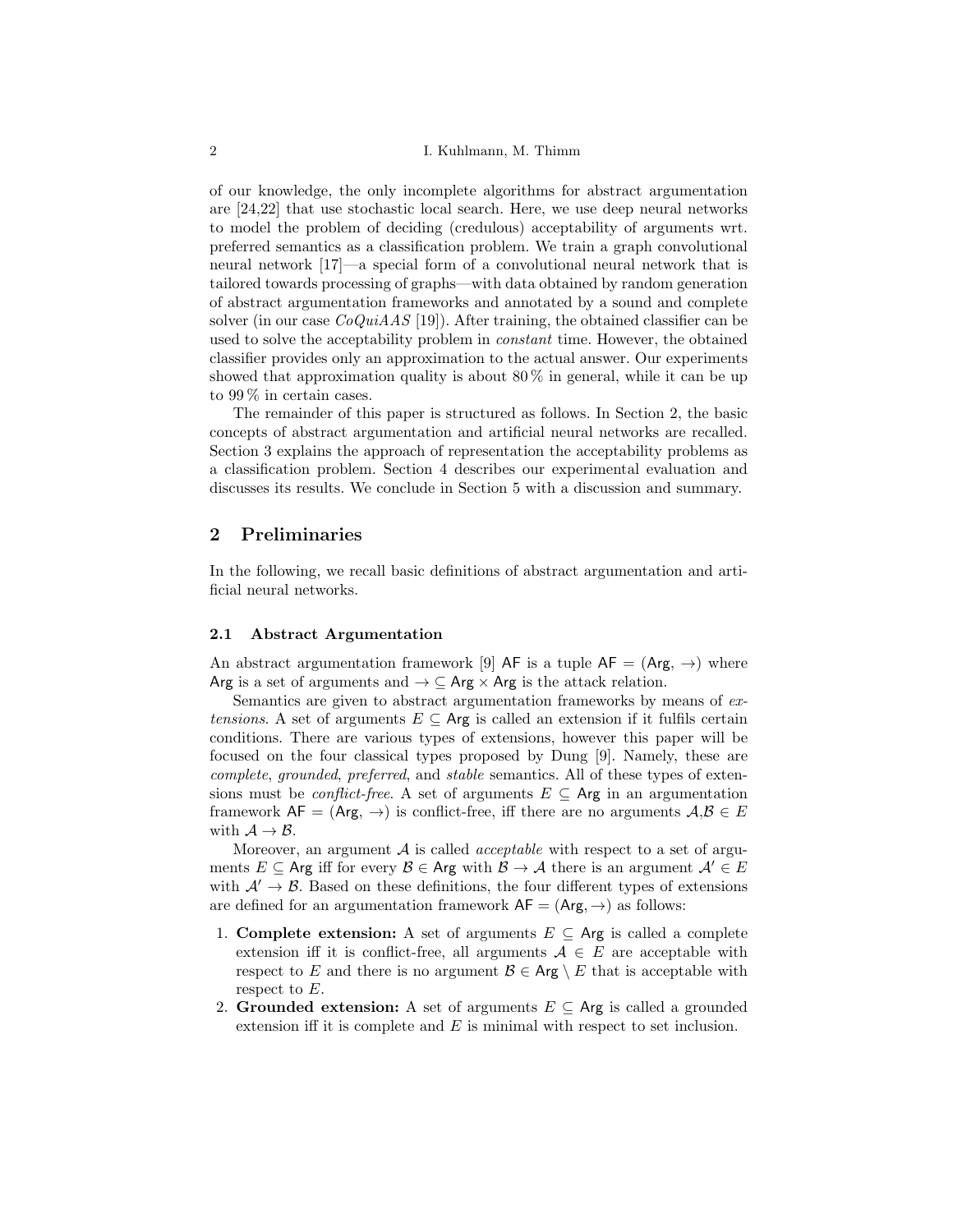of our knowledge, the only incomplete algorithms for abstract argumentation are [24,22] that use stochastic local search. Here, we use deep neural networks to model the problem of deciding (credulous) acceptability of arguments wrt. preferred semantics as a classification problem. We train a graph convolutional neural network [17]—a special form of a convolutional neural network that is tailored towards processing of graphs—with data obtained by random generation of abstract argumentation frameworks and annotated by a sound and complete solver (in our case *CoQuiAAS* [19]). After training, the obtained classifier can be used to solve the acceptability problem in *constant* time. However, the obtained classifier provides only an approximation to the actual answer. Our experiments showed that approximation quality is about 80 % in general, while it can be up to 99 % in certain cases.

The remainder of this paper is structured as follows. In Section 2, the basic concepts of abstract argumentation and artificial neural networks are recalled. Section 3 explains the approach of representation the acceptability problems as a classification problem. Section 4 describes our experimental evaluation and discusses its results. We conclude in Section 5 with a discussion and summary.

## 2 Preliminaries

In the following, we recall basic definitions of abstract argumentation and artificial neural networks.

### 2.1 Abstract Argumentation

An abstract argumentation framework [9] $\mathsf{AF}$ is a tuple $\mathsf{AF} = (\mathsf{Arg}, \rightarrow)$ where $\mathsf{Arg}$ is a set of arguments and $\rightarrow \subseteq \mathsf{Arg} \times \mathsf{Arg}$ is the attack relation.

Semantics are given to abstract argumentation frameworks by means of *extensions*. A set of arguments $E \subseteq \mathsf{Arg}$ is called an extension if it fulfils certain conditions. There are various types of extensions, however this paper will be focused on the four classical types proposed by Dung [9]. Namely, these are *complete*, *grounded*, *preferred*, and *stable* semantics. All of these types of extensions must be *conflict-free*. A set of arguments $E \subseteq \mathsf{Arg}$ in an argumentation framework $\mathsf{AF} = (\mathsf{Arg}, \rightarrow)$ is conflict-free, iff there are no arguments $\mathcal{A},\mathcal{B} \in E$ with $\mathcal{A} \rightarrow \mathcal{B}$.

Moreover, an argument $\mathcal{A}$ is called *acceptable* with respect to a set of arguments $E \subseteq \mathsf{Arg}$ iff for every $\mathcal{B} \in \mathsf{Arg}$ with $\mathcal{B} \rightarrow \mathcal{A}$ there is an argument $\mathcal{A}' \in E$ with $\mathcal{A}' \rightarrow \mathcal{B}$. Based on these definitions, the four different types of extensions are defined for an argumentation framework $\mathsf{AF} = (\mathsf{Arg}, \rightarrow)$ as follows:

1. **Complete extension:** A set of arguments $E \subseteq \mathsf{Arg}$ is called a complete extension iff it is conflict-free, all arguments $\mathcal{A} \in E$ are acceptable with respect to $E$ and there is no argument $\mathcal{B} \in \mathsf{Arg} \setminus E$ that is acceptable with respect to $E$.
2. **Grounded extension:** A set of arguments $E \subseteq \mathsf{Arg}$ is called a grounded extension iff it is complete and $E$ is minimal with respect to set inclusion.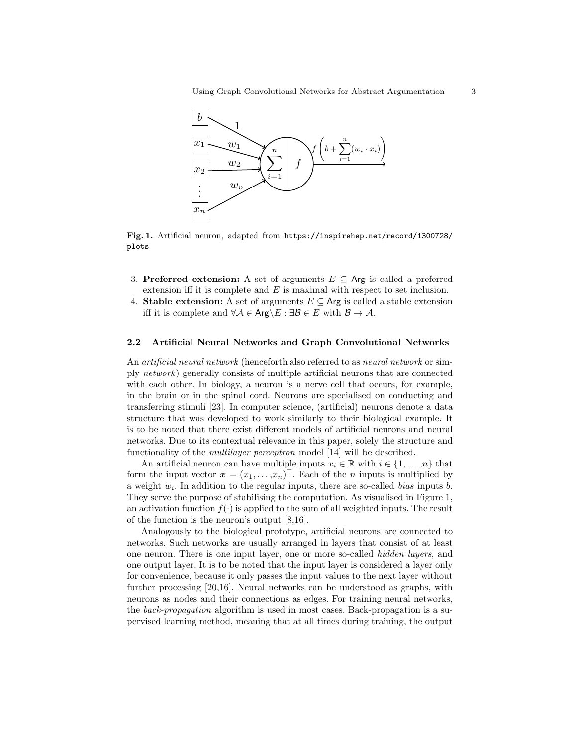**Fig. 1.** Artificial neuron, adapted from `https://inspirehep.net/record/1300728/plots`

3. **Preferred extension:** A set of arguments $E \subseteq \mathsf{Arg}$ is called a preferred extension iff it is complete and $E$ is maximal with respect to set inclusion.
4. **Stable extension:** A set of arguments $E \subseteq \mathsf{Arg}$ is called a stable extension iff it is complete and $\forall \mathcal{A} \in \mathsf{Arg} \backslash E : \exists \mathcal{B} \in E$ with $\mathcal{B} \to \mathcal{A}$.

### 2.2 Artificial Neural Networks and Graph Convolutional Networks

An *artificial neural network* (henceforth also referred to as *neural network* or simply *network*) generally consists of multiple artificial neurons that are connected with each other. In biology, a neuron is a nerve cell that occurs, for example, in the brain or in the spinal cord. Neurons are specialised on conducting and transferring stimuli [23]. In computer science, (artificial) neurons denote a data structure that was developed to work similarly to their biological example. It is to be noted that there exist different models of artificial neurons and neural networks. Due to its contextual relevance in this paper, solely the structure and functionality of the *multilayer perceptron* model [14] will be described.

An artificial neuron can have multiple inputs $x_i \in \mathbb{R}$ with $i \in \{1, \ldots, n\}$ that form the input vector $\boldsymbol{x} = (x_1, \ldots, x_n)^\top$. Each of the $n$ inputs is multiplied by a weight $w_i$. In addition to the regular inputs, there are so-called *bias* inputs $b$. They serve the purpose of stabilising the computation. As visualised in Figure 1, an activation function $f(\cdot)$ is applied to the sum of all weighted inputs. The result of the function is the neuron's output [8,16].

Analogously to the biological prototype, artificial neurons are connected to networks. Such networks are usually arranged in layers that consist of at least one neuron. There is one input layer, one or more so-called *hidden layers*, and one output layer. It is to be noted that the input layer is considered a layer only for convenience, because it only passes the input values to the next layer without further processing [20,16]. Neural networks can be understood as graphs, with neurons as nodes and their connections as edges. For training neural networks, the *back-propagation* algorithm is used in most cases. Back-propagation is a supervised learning method, meaning that at all times during training, the output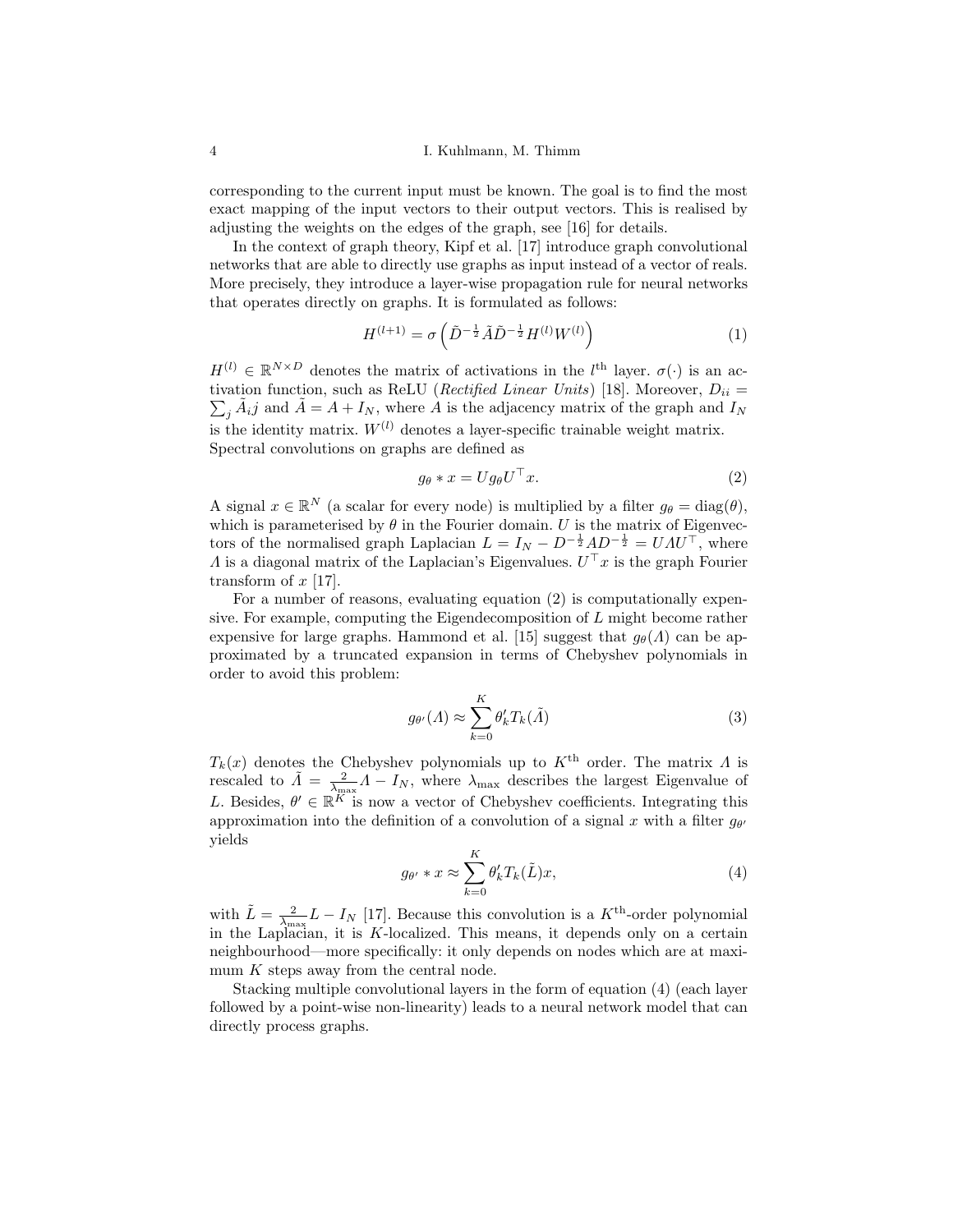corresponding to the current input must be known. The goal is to find the most exact mapping of the input vectors to their output vectors. This is realised by adjusting the weights on the edges of the graph, see [16] for details.

In the context of graph theory, Kipf et al. [17] introduce graph convolutional networks that are able to directly use graphs as input instead of a vector of reals. More precisely, they introduce a layer-wise propagation rule for neural networks that operates directly on graphs. It is formulated as follows:

$$H^{(l+1)} = \sigma\left(\tilde{D}^{-\frac{1}{2}}\tilde{A}\tilde{D}^{-\frac{1}{2}}H^{(l)}W^{(l)}\right) \tag{1}$$

$H^{(l)} \in \mathbb{R}^{N \times D}$ denotes the matrix of activations in the $l^{\text{th}}$ layer. $\sigma(\cdot)$ is an activation function, such as ReLU (*Rectified Linear Units*) [18]. Moreover, $D_{ii} = \sum_j \tilde{A}_i j$ and $\tilde{A} = A + I_N$, where $A$ is the adjacency matrix of the graph and $I_N$ is the identity matrix. $W^{(l)}$ denotes a layer-specific trainable weight matrix. Spectral convolutions on graphs are defined as

$$g_\theta * x = U g_\theta U^\top x. \tag{2}$$

A signal $x \in \mathbb{R}^N$ (a scalar for every node) is multiplied by a filter $g_\theta = \text{diag}(\theta)$, which is parameterised by $\theta$ in the Fourier domain. $U$ is the matrix of Eigenvectors of the normalised graph Laplacian $L = I_N - D^{-\frac{1}{2}}AD^{-\frac{1}{2}} = U\Lambda U^\top$, where $\Lambda$ is a diagonal matrix of the Laplacian's Eigenvalues. $U^\top x$ is the graph Fourier transform of $x$ [17].

For a number of reasons, evaluating equation (2) is computationally expensive. For example, computing the Eigendecomposition of $L$ might become rather expensive for large graphs. Hammond et al. [15] suggest that $g_\theta(\Lambda)$ can be approximated by a truncated expansion in terms of Chebyshev polynomials in order to avoid this problem:

$$g_{\theta'}(\Lambda) \approx \sum_{k=0}^{K} \theta'_k T_k(\tilde{\Lambda}) \tag{3}$$

$T_k(x)$ denotes the Chebyshev polynomials up to $K^{\text{th}}$ order. The matrix $\Lambda$ is rescaled to $\tilde{\Lambda} = \frac{2}{\lambda_{\max}}\Lambda - I_N$, where $\lambda_{\max}$ describes the largest Eigenvalue of $L$. Besides, $\theta' \in \mathbb{R}^K$ is now a vector of Chebyshev coefficients. Integrating this approximation into the definition of a convolution of a signal $x$ with a filter $g_{\theta'}$ yields

$$g_{\theta'} * x \approx \sum_{k=0}^{K} \theta'_k T_k(\tilde{L})x, \tag{4}$$

with $\tilde{L} = \frac{2}{\lambda_{\max}}L - I_N$ [17]. Because this convolution is a $K^{\text{th}}$-order polynomial in the Laplacian, it is $K$-localized. This means, it depends only on a certain neighbourhood—more specifically: it only depends on nodes which are at maximum $K$ steps away from the central node.

Stacking multiple convolutional layers in the form of equation (4) (each layer followed by a point-wise non-linearity) leads to a neural network model that can directly process graphs.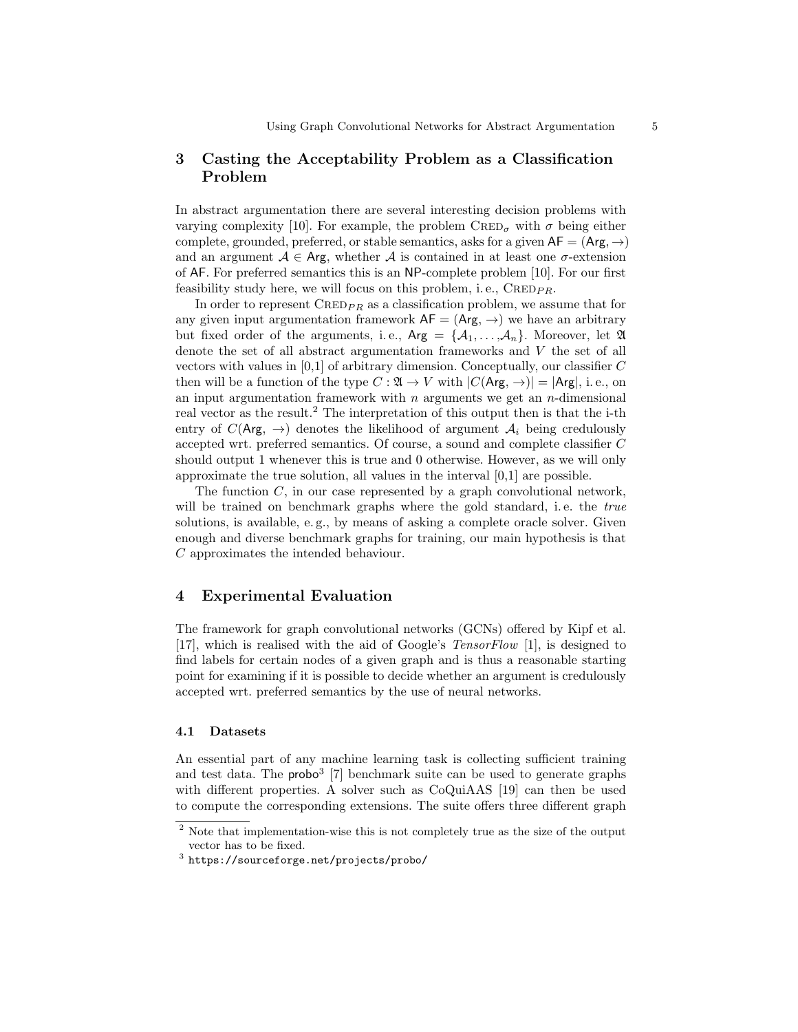## 3 Casting the Acceptability Problem as a Classification Problem

In abstract argumentation there are several interesting decision problems with varying complexity [10]. For example, the problem $\text{CRED}_\sigma$ with $\sigma$ being either complete, grounded, preferred, or stable semantics, asks for a given $\mathsf{AF} = (\mathsf{Arg}, \rightarrow)$ and an argument $\mathcal{A} \in \mathsf{Arg}$, whether $\mathcal{A}$ is contained in at least one $\sigma$-extension of $\mathsf{AF}$. For preferred semantics this is an NP-complete problem [10]. For our first feasibility study here, we will focus on this problem, i. e., $\text{CRED}_{PR}$.

In order to represent $\text{CRED}_{PR}$ as a classification problem, we assume that for any given input argumentation framework $\mathsf{AF} = (\mathsf{Arg}, \rightarrow)$ we have an arbitrary but fixed order of the arguments, i. e., $\mathsf{Arg} = \{\mathcal{A}_1, \ldots, \mathcal{A}_n\}$. Moreover, let $\mathfrak{A}$ denote the set of all abstract argumentation frameworks and $V$ the set of all vectors with values in [0,1] of arbitrary dimension. Conceptually, our classifier $C$ then will be a function of the type $C : \mathfrak{A} \rightarrow V$ with $|C(\mathsf{Arg}, \rightarrow)| = |\mathsf{Arg}|$, i. e., on an input argumentation framework with $n$ arguments we get an $n$-dimensional real vector as the result.[2] The interpretation of this output then is that the i-th entry of $C(\mathsf{Arg}, \rightarrow)$ denotes the likelihood of argument $\mathcal{A}_i$ being credulously accepted wrt. preferred semantics. Of course, a sound and complete classifier $C$ should output 1 whenever this is true and 0 otherwise. However, as we will only approximate the true solution, all values in the interval [0,1] are possible.

The function $C$, in our case represented by a graph convolutional network, will be trained on benchmark graphs where the gold standard, i. e. the *true* solutions, is available, e. g., by means of asking a complete oracle solver. Given enough and diverse benchmark graphs for training, our main hypothesis is that $C$ approximates the intended behaviour.

## 4 Experimental Evaluation

The framework for graph convolutional networks (GCNs) offered by Kipf et al. [17], which is realised with the aid of Google's *TensorFlow* [1], is designed to find labels for certain nodes of a given graph and is thus a reasonable starting point for examining if it is possible to decide whether an argument is credulously accepted wrt. preferred semantics by the use of neural networks.

### 4.1 Datasets

An essential part of any machine learning task is collecting sufficient training and test data. The probo[3] [7] benchmark suite can be used to generate graphs with different properties. A solver such as CoQuiAAS [19] can then be used to compute the corresponding extensions. The suite offers three different graph

[2] Note that implementation-wise this is not completely true as the size of the output vector has to be fixed.

[3] https://sourceforge.net/projects/probo/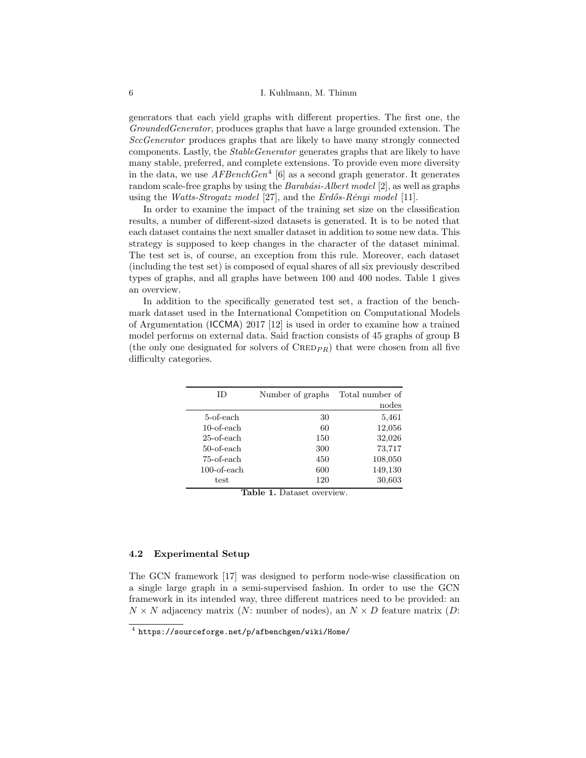generators that each yield graphs with different properties. The first one, the *GroundedGenerator*, produces graphs that have a large grounded extension. The *SccGenerator* produces graphs that are likely to have many strongly connected components. Lastly, the *StableGenerator* generates graphs that are likely to have many stable, preferred, and complete extensions. To provide even more diversity in the data, we use *AFBenchGen*[4] [6] as a second graph generator. It generates random scale-free graphs by using the *Barabási-Albert model* [2], as well as graphs using the *Watts-Strogatz model* [27], and the *Erdős-Rényi model* [11].

In order to examine the impact of the training set size on the classification results, a number of different-sized datasets is generated. It is to be noted that each dataset contains the next smaller dataset in addition to some new data. This strategy is supposed to keep changes in the character of the dataset minimal. The test set is, of course, an exception from this rule. Moreover, each dataset (including the test set) is composed of equal shares of all six previously described types of graphs, and all graphs have between 100 and 400 nodes. Table 1 gives an overview.

In addition to the specifically generated test set, a fraction of the benchmark dataset used in the International Competition on Computational Models of Argumentation (ICCMA) 2017 [12] is used in order to examine how a trained model performs on external data. Said fraction consists of 45 graphs of group B (the only one designated for solvers of $\text{CRED}_{PR}$) that were chosen from all five difficulty categories.

| ID | Number of graphs | Total number of nodes |
|---|---|---|
| 5-of-each | 30 | 5,461 |
| 10-of-each | 60 | 12,056 |
| 25-of-each | 150 | 32,026 |
| 50-of-each | 300 | 73,717 |
| 75-of-each | 450 | 108,050 |
| 100-of-each | 600 | 149,130 |
| test | 120 | 30,603 |

**Table 1.** Dataset overview.

### 4.2 Experimental Setup

The GCN framework [17] was designed to perform node-wise classification on a single large graph in a semi-supervised fashion. In order to use the GCN framework in its intended way, three different matrices need to be provided: an $N \times N$ adjacency matrix ($N$: number of nodes), an $N \times D$ feature matrix ($D$:

[4] https://sourceforge.net/p/afbenchgen/wiki/Home/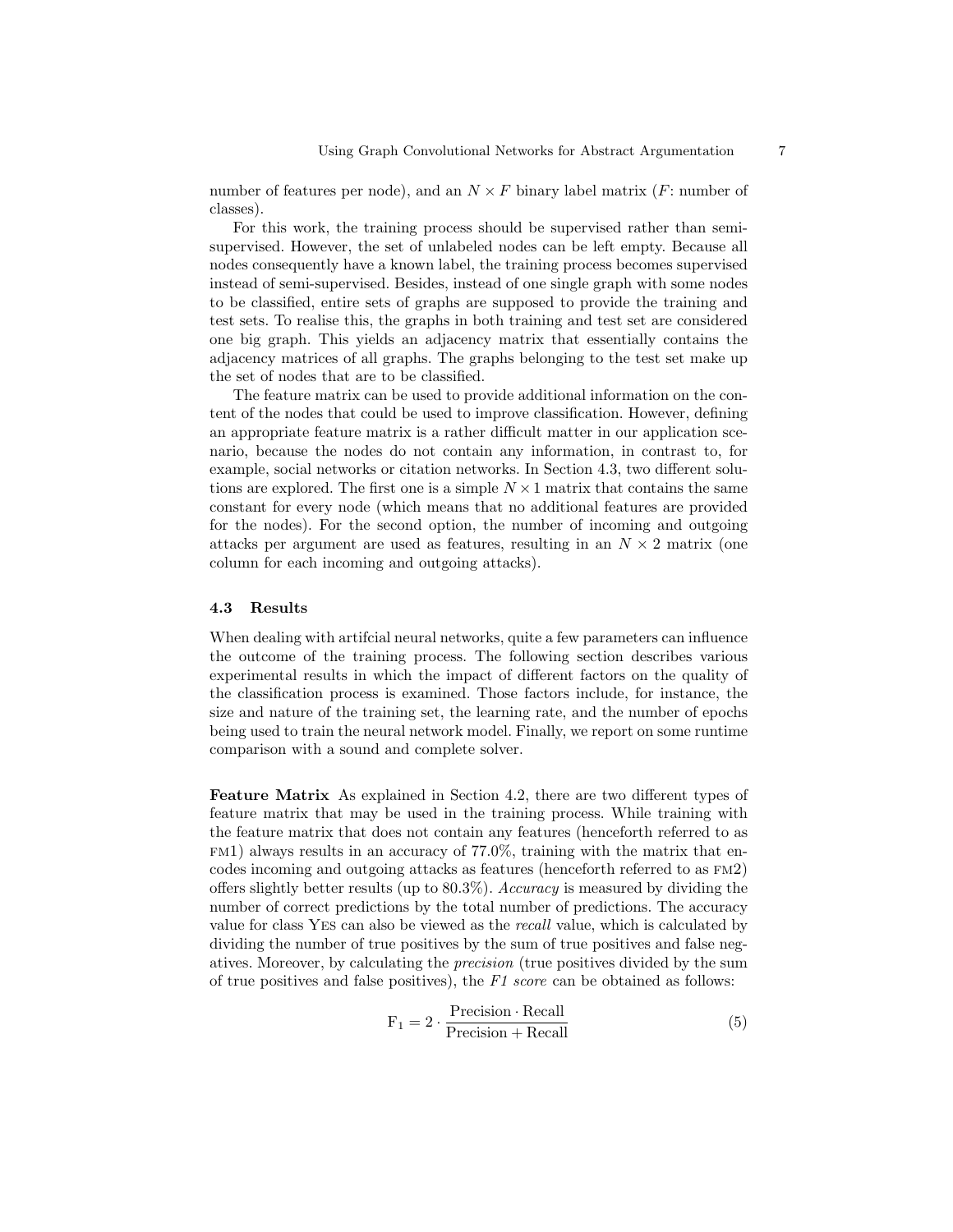number of features per node), and an $N \times F$ binary label matrix ($F$: number of classes).

For this work, the training process should be supervised rather than semi-supervised. However, the set of unlabeled nodes can be left empty. Because all nodes consequently have a known label, the training process becomes supervised instead of semi-supervised. Besides, instead of one single graph with some nodes to be classified, entire sets of graphs are supposed to provide the training and test sets. To realise this, the graphs in both training and test set are considered one big graph. This yields an adjacency matrix that essentially contains the adjacency matrices of all graphs. The graphs belonging to the test set make up the set of nodes that are to be classified.

The feature matrix can be used to provide additional information on the content of the nodes that could be used to improve classification. However, defining an appropriate feature matrix is a rather difficult matter in our application scenario, because the nodes do not contain any information, in contrast to, for example, social networks or citation networks. In Section 4.3, two different solutions are explored. The first one is a simple $N \times 1$ matrix that contains the same constant for every node (which means that no additional features are provided for the nodes). For the second option, the number of incoming and outgoing attacks per argument are used as features, resulting in an $N \times 2$ matrix (one column for each incoming and outgoing attacks).

### 4.3 Results

When dealing with artifcial neural networks, quite a few parameters can influence the outcome of the training process. The following section describes various experimental results in which the impact of different factors on the quality of the classification process is examined. Those factors include, for instance, the size and nature of the training set, the learning rate, and the number of epochs being used to train the neural network model. Finally, we report on some runtime comparison with a sound and complete solver.

**Feature Matrix** As explained in Section 4.2, there are two different types of feature matrix that may be used in the training process. While training with the feature matrix that does not contain any features (henceforth referred to as FM1) always results in an accuracy of 77.0%, training with the matrix that encodes incoming and outgoing attacks as features (henceforth referred to as FM2) offers slightly better results (up to 80.3%). *Accuracy* is measured by dividing the number of correct predictions by the total number of predictions. The accuracy value for class YES can also be viewed as the *recall* value, which is calculated by dividing the number of true positives by the sum of true positives and false negatives. Moreover, by calculating the *precision* (true positives divided by the sum of true positives and false positives), the *F1 score* can be obtained as follows:

$$F_1 = 2 \cdot \frac{\text{Precision} \cdot \text{Recall}}{\text{Precision} + \text{Recall}} \tag{5}$$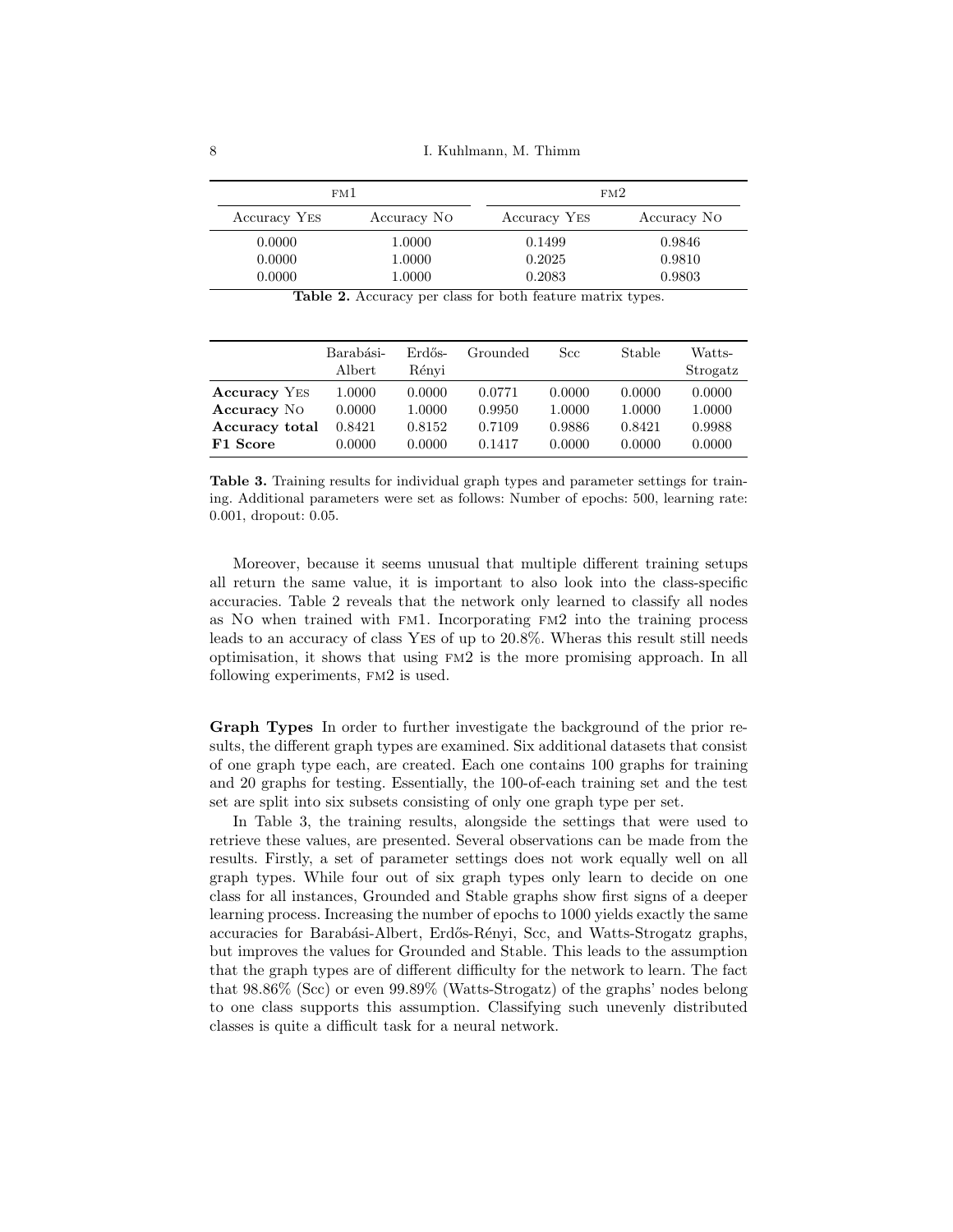| FM1 | | FM2 | |
|---|---|---|---|
| Accuracy YES | Accuracy NO | Accuracy YES | Accuracy NO |
| 0.0000 | 1.0000 | 0.1499 | 0.9846 |
| 0.0000 | 1.0000 | 0.2025 | 0.9810 |
| 0.0000 | 1.0000 | 0.2083 | 0.9803 |

**Table 2.** Accuracy per class for both feature matrix types.

| | Barabási-Albert | Erdős-Rényi | Grounded | Scc | Stable | Watts-Strogatz |
|---|---|---|---|---|---|---|
| **Accuracy** YES | 1.0000 | 0.0000 | 0.0771 | 0.0000 | 0.0000 | 0.0000 |
| **Accuracy** NO | 0.0000 | 1.0000 | 0.9950 | 1.0000 | 1.0000 | 1.0000 |
| **Accuracy total** | 0.8421 | 0.8152 | 0.7109 | 0.9886 | 0.8421 | 0.9988 |
| **F1 Score** | 0.0000 | 0.0000 | 0.1417 | 0.0000 | 0.0000 | 0.0000 |

**Table 3.** Training results for individual graph types and parameter settings for training. Additional parameters were set as follows: Number of epochs: 500, learning rate: 0.001, dropout: 0.05.

Moreover, because it seems unusual that multiple different training setups all return the same value, it is important to also look into the class-specific accuracies. Table 2 reveals that the network only learned to classify all nodes as NO when trained with FM1. Incorporating FM2 into the training process leads to an accuracy of class YES of up to 20.8%. Wheras this result still needs optimisation, it shows that using FM2 is the more promising approach. In all following experiments, FM2 is used.

**Graph Types** In order to further investigate the background of the prior results, the different graph types are examined. Six additional datasets that consist of one graph type each, are created. Each one contains 100 graphs for training and 20 graphs for testing. Essentially, the 100-of-each training set and the test set are split into six subsets consisting of only one graph type per set.

In Table 3, the training results, alongside the settings that were used to retrieve these values, are presented. Several observations can be made from the results. Firstly, a set of parameter settings does not work equally well on all graph types. While four out of six graph types only learn to decide on one class for all instances, Grounded and Stable graphs show first signs of a deeper learning process. Increasing the number of epochs to 1000 yields exactly the same accuracies for Barabási-Albert, Erdős-Rényi, Scc, and Watts-Strogatz graphs, but improves the values for Grounded and Stable. This leads to the assumption that the graph types are of different difficulty for the network to learn. The fact that 98.86% (Scc) or even 99.89% (Watts-Strogatz) of the graphs' nodes belong to one class supports this assumption. Classifying such unevenly distributed classes is quite a difficult task for a neural network.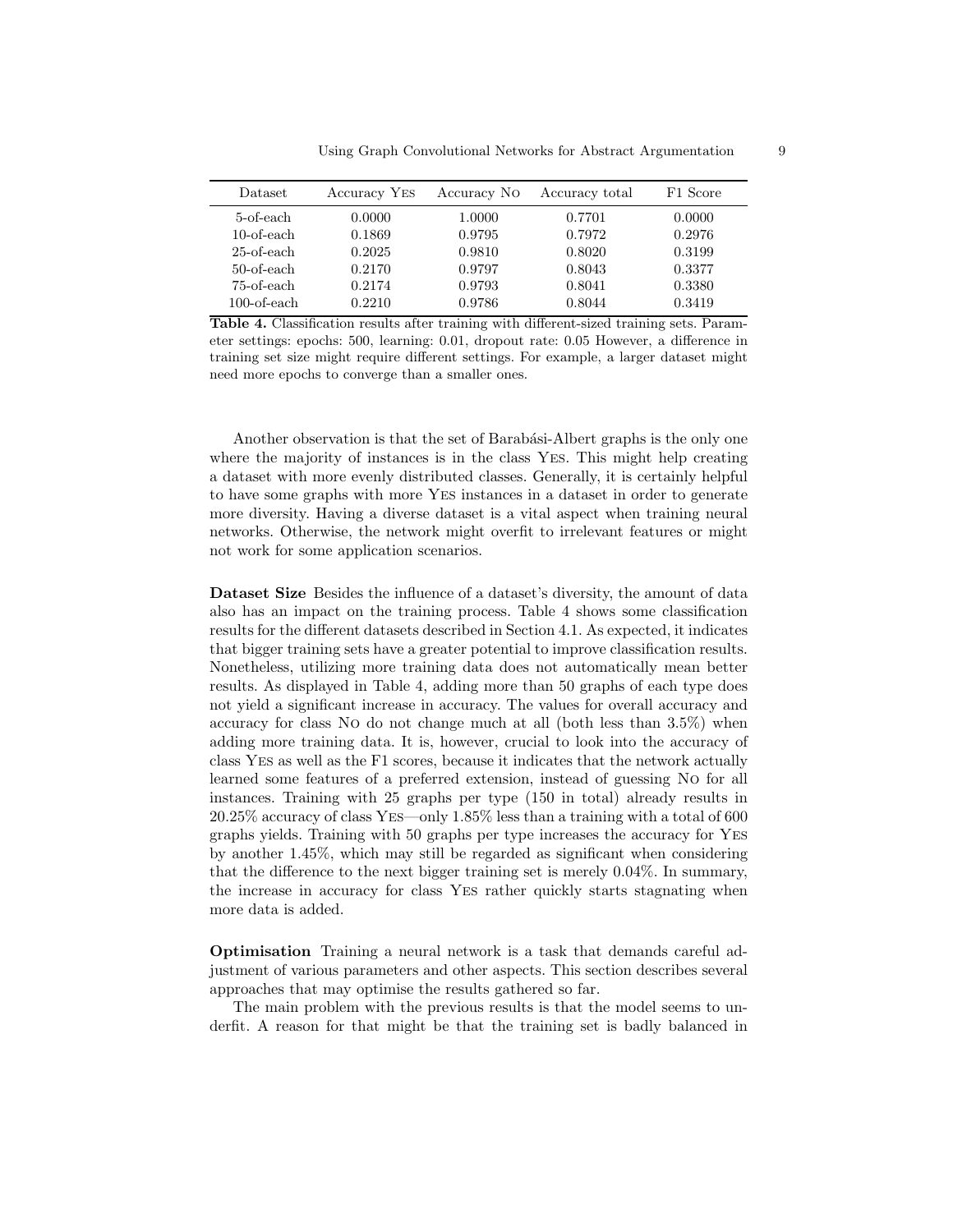| Dataset | Accuracy YES | Accuracy NO | Accuracy total | F1 Score |
|---|---|---|---|---|
| 5-of-each | 0.0000 | 1.0000 | 0.7701 | 0.0000 |
| 10-of-each | 0.1869 | 0.9795 | 0.7972 | 0.2976 |
| 25-of-each | 0.2025 | 0.9810 | 0.8020 | 0.3199 |
| 50-of-each | 0.2170 | 0.9797 | 0.8043 | 0.3377 |
| 75-of-each | 0.2174 | 0.9793 | 0.8041 | 0.3380 |
| 100-of-each | 0.2210 | 0.9786 | 0.8044 | 0.3419 |

**Table 4.** Classification results after training with different-sized training sets. Parameter settings: epochs: 500, learning: 0.01, dropout rate: 0.05 However, a difference in training set size might require different settings. For example, a larger dataset might need more epochs to converge than a smaller ones.

Another observation is that the set of Barabási-Albert graphs is the only one where the majority of instances is in the class YES. This might help creating a dataset with more evenly distributed classes. Generally, it is certainly helpful to have some graphs with more YES instances in a dataset in order to generate more diversity. Having a diverse dataset is a vital aspect when training neural networks. Otherwise, the network might overfit to irrelevant features or might not work for some application scenarios.

**Dataset Size** Besides the influence of a dataset's diversity, the amount of data also has an impact on the training process. Table 4 shows some classification results for the different datasets described in Section 4.1. As expected, it indicates that bigger training sets have a greater potential to improve classification results. Nonetheless, utilizing more training data does not automatically mean better results. As displayed in Table 4, adding more than 50 graphs of each type does not yield a significant increase in accuracy. The values for overall accuracy and accuracy for class NO do not change much at all (both less than 3.5%) when adding more training data. It is, however, crucial to look into the accuracy of class YES as well as the F1 scores, because it indicates that the network actually learned some features of a preferred extension, instead of guessing NO for all instances. Training with 25 graphs per type (150 in total) already results in 20.25% accuracy of class YES—only 1.85% less than a training with a total of 600 graphs yields. Training with 50 graphs per type increases the accuracy for YES by another 1.45%, which may still be regarded as significant when considering that the difference to the next bigger training set is merely 0.04%. In summary, the increase in accuracy for class YES rather quickly starts stagnating when more data is added.

**Optimisation** Training a neural network is a task that demands careful adjustment of various parameters and other aspects. This section describes several approaches that may optimise the results gathered so far.

The main problem with the previous results is that the model seems to underfit. A reason for that might be that the training set is badly balanced in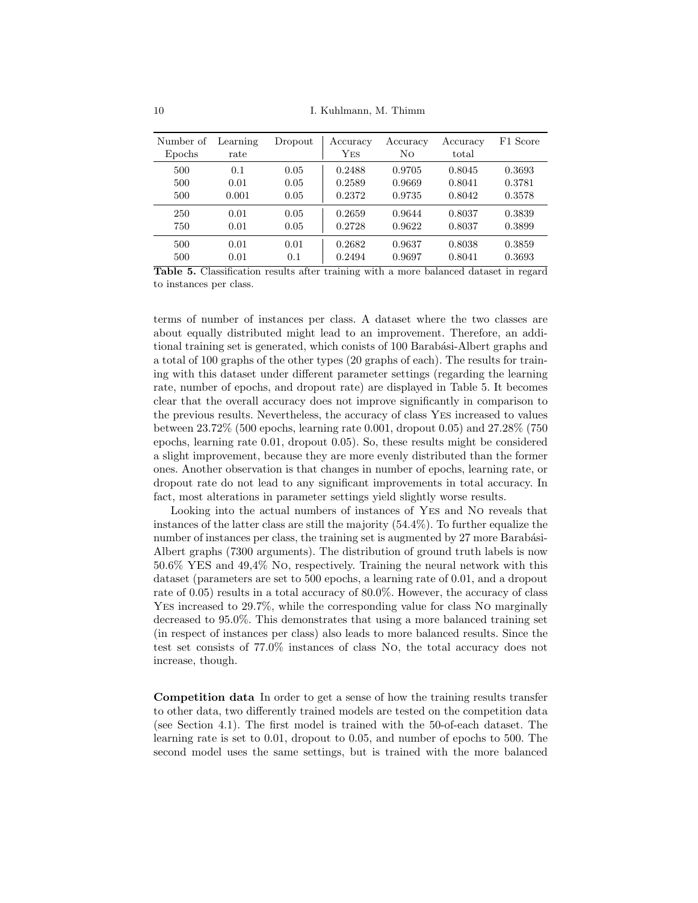| Number of Epochs | Learning rate | Dropout | Accuracy YES | Accuracy NO | Accuracy total | F1 Score |
|---|---|---|---|---|---|---|
| 500 | 0.1 | 0.05 | 0.2488 | 0.9705 | 0.8045 | 0.3693 |
| 500 | 0.01 | 0.05 | 0.2589 | 0.9669 | 0.8041 | 0.3781 |
| 500 | 0.001 | 0.05 | 0.2372 | 0.9735 | 0.8042 | 0.3578 |
| 250 | 0.01 | 0.05 | 0.2659 | 0.9644 | 0.8037 | 0.3839 |
| 750 | 0.01 | 0.05 | 0.2728 | 0.9622 | 0.8037 | 0.3899 |
| 500 | 0.01 | 0.01 | 0.2682 | 0.9637 | 0.8038 | 0.3859 |
| 500 | 0.01 | 0.1 | 0.2494 | 0.9697 | 0.8041 | 0.3693 |

**Table 5.** Classification results after training with a more balanced dataset in regard to instances per class.

terms of number of instances per class. A dataset where the two classes are about equally distributed might lead to an improvement. Therefore, an additional training set is generated, which conists of 100 Barabási-Albert graphs and a total of 100 graphs of the other types (20 graphs of each). The results for training with this dataset under different parameter settings (regarding the learning rate, number of epochs, and dropout rate) are displayed in Table 5. It becomes clear that the overall accuracy does not improve significantly in comparison to the previous results. Nevertheless, the accuracy of class YES increased to values between 23.72% (500 epochs, learning rate 0.001, dropout 0.05) and 27.28% (750 epochs, learning rate 0.01, dropout 0.05). So, these results might be considered a slight improvement, because they are more evenly distributed than the former ones. Another observation is that changes in number of epochs, learning rate, or dropout rate do not lead to any significant improvements in total accuracy. In fact, most alterations in parameter settings yield slightly worse results.

Looking into the actual numbers of instances of YES and NO reveals that instances of the latter class are still the majority (54.4%). To further equalize the number of instances per class, the training set is augmented by 27 more Barabási-Albert graphs (7300 arguments). The distribution of ground truth labels is now 50.6% YES and 49,4% NO, respectively. Training the neural network with this dataset (parameters are set to 500 epochs, a learning rate of 0.01, and a dropout rate of 0.05) results in a total accuracy of 80.0%. However, the accuracy of class YES increased to 29.7%, while the corresponding value for class NO marginally decreased to 95.0%. This demonstrates that using a more balanced training set (in respect of instances per class) also leads to more balanced results. Since the test set consists of 77.0% instances of class NO, the total accuracy does not increase, though.

**Competition data** In order to get a sense of how the training results transfer to other data, two differently trained models are tested on the competition data (see Section 4.1). The first model is trained with the 50-of-each dataset. The learning rate is set to 0.01, dropout to 0.05, and number of epochs to 500. The second model uses the same settings, but is trained with the more balanced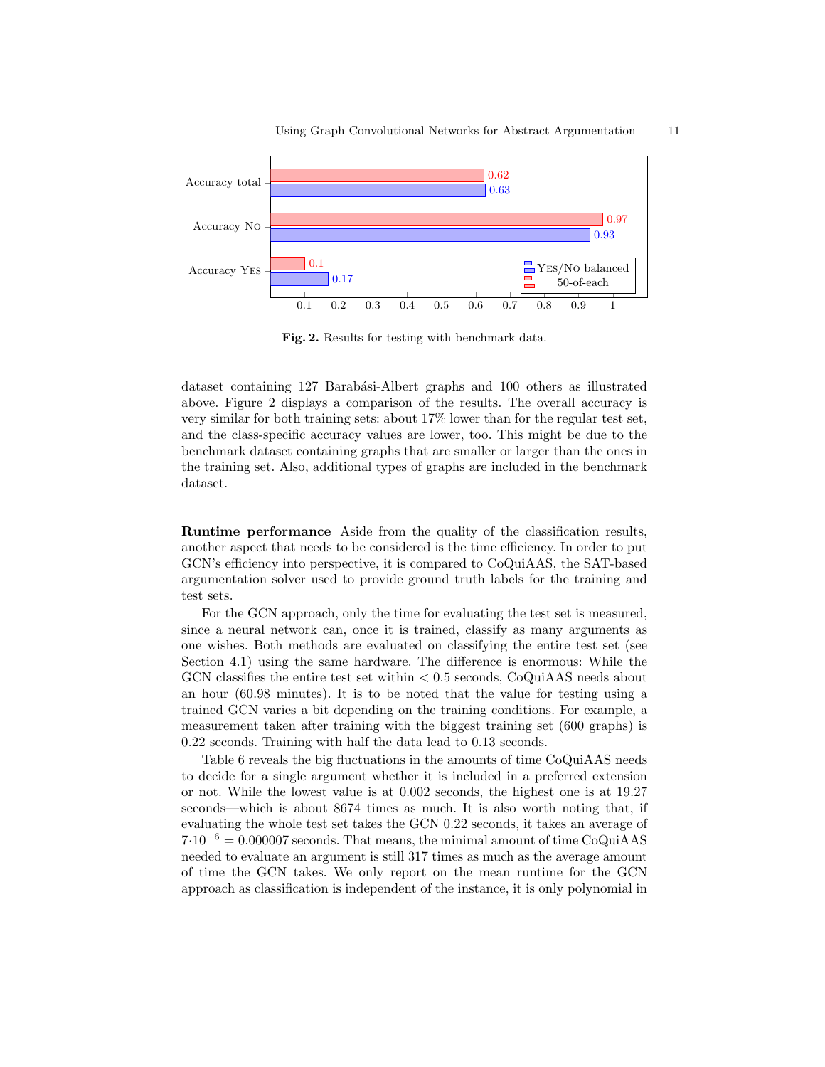**Fig. 2.** Results for testing with benchmark data.

dataset containing 127 Barabási-Albert graphs and 100 others as illustrated above. Figure 2 displays a comparison of the results. The overall accuracy is very similar for both training sets: about 17% lower than for the regular test set, and the class-specific accuracy values are lower, too. This might be due to the benchmark dataset containing graphs that are smaller or larger than the ones in the training set. Also, additional types of graphs are included in the benchmark dataset.

**Runtime performance** Aside from the quality of the classification results, another aspect that needs to be considered is the time efficiency. In order to put GCN's efficiency into perspective, it is compared to CoQuiAAS, the SAT-based argumentation solver used to provide ground truth labels for the training and test sets.

For the GCN approach, only the time for evaluating the test set is measured, since a neural network can, once it is trained, classify as many arguments as one wishes. Both methods are evaluated on classifying the entire test set (see Section 4.1) using the same hardware. The difference is enormous: While the GCN classifies the entire test set within $< 0.5$ seconds, CoQuiAAS needs about an hour (60.98 minutes). It is to be noted that the value for testing using a trained GCN varies a bit depending on the training conditions. For example, a measurement taken after training with the biggest training set (600 graphs) is 0.22 seconds. Training with half the data lead to 0.13 seconds.

Table 6 reveals the big fluctuations in the amounts of time CoQuiAAS needs to decide for a single argument whether it is included in a preferred extension or not. While the lowest value is at 0.002 seconds, the highest one is at 19.27 seconds—which is about 8674 times as much. It is also worth noting that, if evaluating the whole test set takes the GCN 0.22 seconds, it takes an average of $7 \cdot 10^{-6} = 0.000007$ seconds. That means, the minimal amount of time CoQuiAAS needed to evaluate an argument is still 317 times as much as the average amount of time the GCN takes. We only report on the mean runtime for the GCN approach as classification is independent of the instance, it is only polynomial in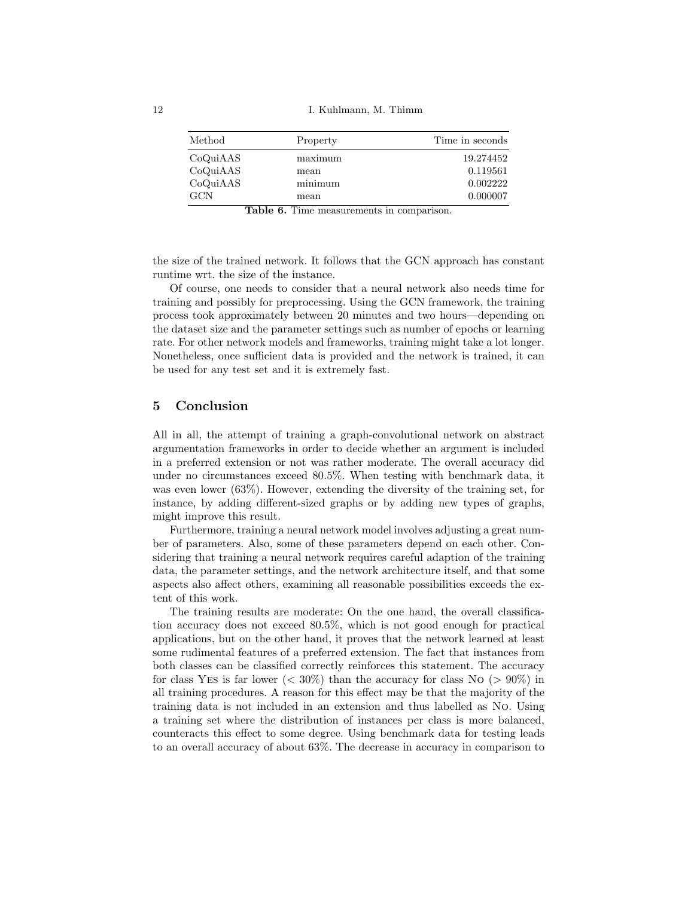| Method | Property | Time in seconds |
|---|---|---|
| CoQuiAAS | maximum | 19.274452 |
| CoQuiAAS | mean | 0.119561 |
| CoQuiAAS | minimum | 0.002222 |
| GCN | mean | 0.000007 |

**Table 6.** Time measurements in comparison.

the size of the trained network. It follows that the GCN approach has constant runtime wrt. the size of the instance.

Of course, one needs to consider that a neural network also needs time for training and possibly for preprocessing. Using the GCN framework, the training process took approximately between 20 minutes and two hours—depending on the dataset size and the parameter settings such as number of epochs or learning rate. For other network models and frameworks, training might take a lot longer. Nonetheless, once sufficient data is provided and the network is trained, it can be used for any test set and it is extremely fast.

## 5 Conclusion

All in all, the attempt of training a graph-convolutional network on abstract argumentation frameworks in order to decide whether an argument is included in a preferred extension or not was rather moderate. The overall accuracy did under no circumstances exceed 80.5%. When testing with benchmark data, it was even lower (63%). However, extending the diversity of the training set, for instance, by adding different-sized graphs or by adding new types of graphs, might improve this result.

Furthermore, training a neural network model involves adjusting a great number of parameters. Also, some of these parameters depend on each other. Considering that training a neural network requires careful adaption of the training data, the parameter settings, and the network architecture itself, and that some aspects also affect others, examining all reasonable possibilities exceeds the extent of this work.

The training results are moderate: On the one hand, the overall classification accuracy does not exceed 80.5%, which is not good enough for practical applications, but on the other hand, it proves that the network learned at least some rudimental features of a preferred extension. The fact that instances from both classes can be classified correctly reinforces this statement. The accuracy for class Yes is far lower ($< 30\%$) than the accuracy for class No ($> 90\%$) in all training procedures. A reason for this effect may be that the majority of the training data is not included in an extension and thus labelled as No. Using a training set where the distribution of instances per class is more balanced, counteracts this effect to some degree. Using benchmark data for testing leads to an overall accuracy of about 63%. The decrease in accuracy in comparison to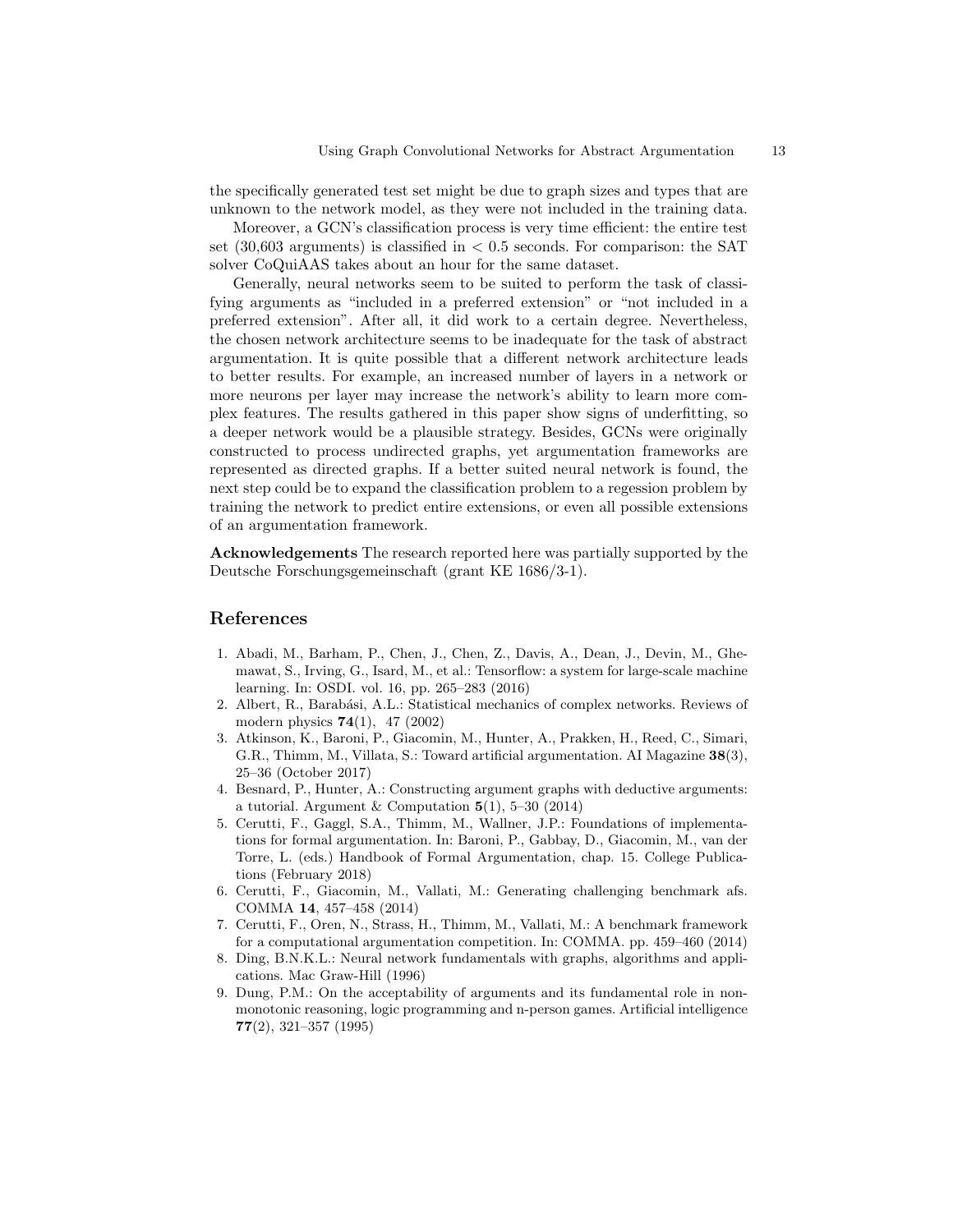the specifically generated test set might be due to graph sizes and types that are unknown to the network model, as they were not included in the training data.

Moreover, a GCN's classification process is very time efficient: the entire test set (30,603 arguments) is classified in $< 0.5$ seconds. For comparison: the SAT solver CoQuiAAS takes about an hour for the same dataset.

Generally, neural networks seem to be suited to perform the task of classifying arguments as "included in a preferred extension" or "not included in a preferred extension". After all, it did work to a certain degree. Nevertheless, the chosen network architecture seems to be inadequate for the task of abstract argumentation. It is quite possible that a different network architecture leads to better results. For example, an increased number of layers in a network or more neurons per layer may increase the network's ability to learn more complex features. The results gathered in this paper show signs of underfitting, so a deeper network would be a plausible strategy. Besides, GCNs were originally constructed to process undirected graphs, yet argumentation frameworks are represented as directed graphs. If a better suited neural network is found, the next step could be to expand the classification problem to a regession problem by training the network to predict entire extensions, or even all possible extensions of an argumentation framework.

**Acknowledgements** The research reported here was partially supported by the Deutsche Forschungsgemeinschaft (grant KE 1686/3-1).

## References

1. Abadi, M., Barham, P., Chen, J., Chen, Z., Davis, A., Dean, J., Devin, M., Ghemawat, S., Irving, G., Isard, M., et al.: Tensorflow: a system for large-scale machine learning. In: OSDI. vol. 16, pp. 265–283 (2016)
2. Albert, R., Barabási, A.L.: Statistical mechanics of complex networks. Reviews of modern physics **74**(1), 47 (2002)
3. Atkinson, K., Baroni, P., Giacomin, M., Hunter, A., Prakken, H., Reed, C., Simari, G.R., Thimm, M., Villata, S.: Toward artificial argumentation. AI Magazine **38**(3), 25–36 (October 2017)
4. Besnard, P., Hunter, A.: Constructing argument graphs with deductive arguments: a tutorial. Argument & Computation **5**(1), 5–30 (2014)
5. Cerutti, F., Gaggl, S.A., Thimm, M., Wallner, J.P.: Foundations of implementations for formal argumentation. In: Baroni, P., Gabbay, D., Giacomin, M., van der Torre, L. (eds.) Handbook of Formal Argumentation, chap. 15. College Publications (February 2018)
6. Cerutti, F., Giacomin, M., Vallati, M.: Generating challenging benchmark afs. COMMA **14**, 457–458 (2014)
7. Cerutti, F., Oren, N., Strass, H., Thimm, M., Vallati, M.: A benchmark framework for a computational argumentation competition. In: COMMA. pp. 459–460 (2014)
8. Ding, B.N.K.L.: Neural network fundamentals with graphs, algorithms and applications. Mac Graw-Hill (1996)
9. Dung, P.M.: On the acceptability of arguments and its fundamental role in nonmonotonic reasoning, logic programming and n-person games. Artificial intelligence **77**(2), 321–357 (1995)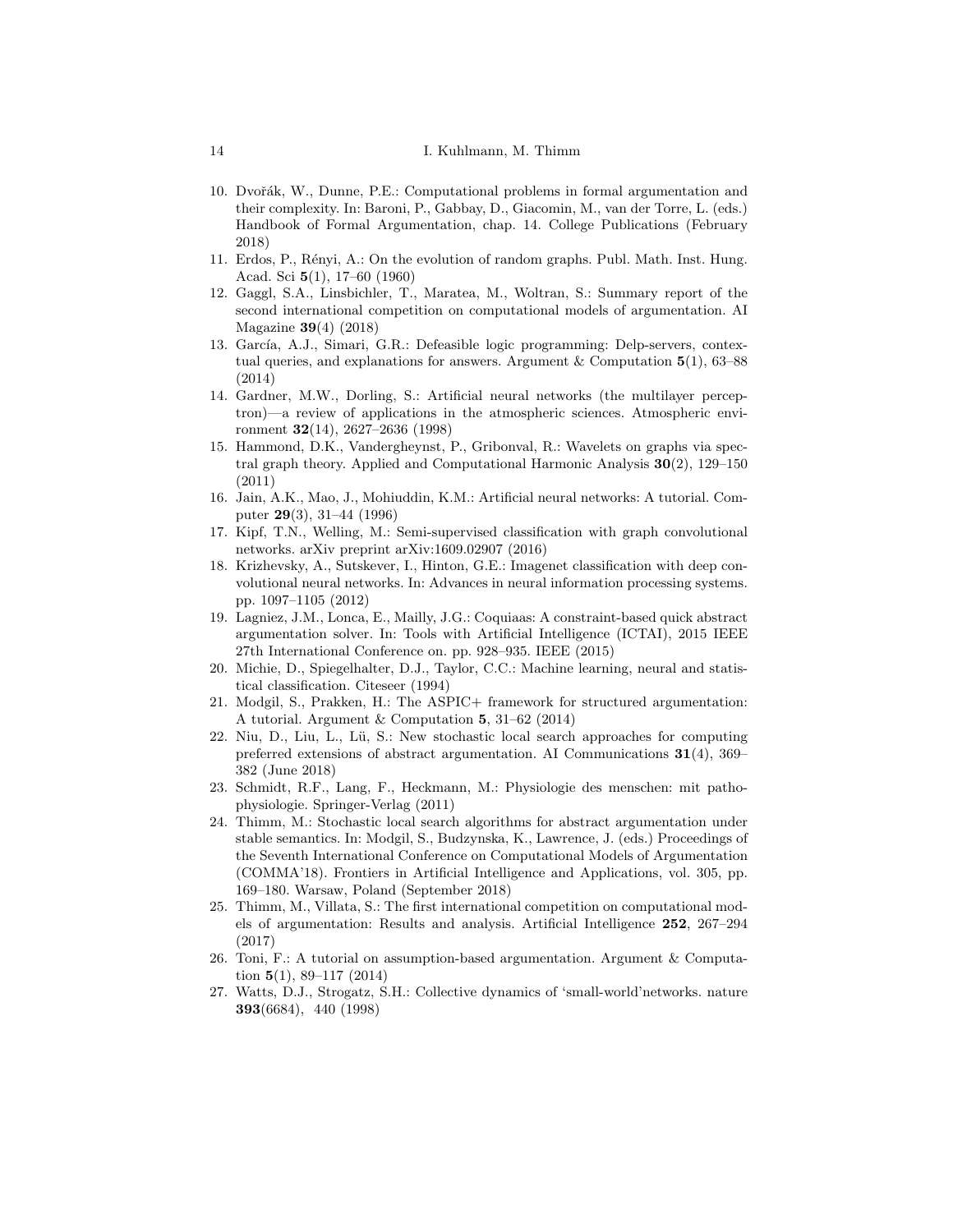10. Dvořák, W., Dunne, P.E.: Computational problems in formal argumentation and their complexity. In: Baroni, P., Gabbay, D., Giacomin, M., van der Torre, L. (eds.) Handbook of Formal Argumentation, chap. 14. College Publications (February 2018)
11. Erdos, P., Rényi, A.: On the evolution of random graphs. Publ. Math. Inst. Hung. Acad. Sci **5**(1), 17–60 (1960)
12. Gaggl, S.A., Linsbichler, T., Maratea, M., Woltran, S.: Summary report of the second international competition on computational models of argumentation. AI Magazine **39**(4) (2018)
13. García, A.J., Simari, G.R.: Defeasible logic programming: Delp-servers, contextual queries, and explanations for answers. Argument & Computation **5**(1), 63–88 (2014)
14. Gardner, M.W., Dorling, S.: Artificial neural networks (the multilayer perceptron)—a review of applications in the atmospheric sciences. Atmospheric environment **32**(14), 2627–2636 (1998)
15. Hammond, D.K., Vandergheynst, P., Gribonval, R.: Wavelets on graphs via spectral graph theory. Applied and Computational Harmonic Analysis **30**(2), 129–150 (2011)
16. Jain, A.K., Mao, J., Mohiuddin, K.M.: Artificial neural networks: A tutorial. Computer **29**(3), 31–44 (1996)
17. Kipf, T.N., Welling, M.: Semi-supervised classification with graph convolutional networks. arXiv preprint arXiv:1609.02907 (2016)
18. Krizhevsky, A., Sutskever, I., Hinton, G.E.: Imagenet classification with deep convolutional neural networks. In: Advances in neural information processing systems. pp. 1097–1105 (2012)
19. Lagniez, J.M., Lonca, E., Mailly, J.G.: Coquiaas: A constraint-based quick abstract argumentation solver. In: Tools with Artificial Intelligence (ICTAI), 2015 IEEE 27th International Conference on. pp. 928–935. IEEE (2015)
20. Michie, D., Spiegelhalter, D.J., Taylor, C.C.: Machine learning, neural and statistical classification. Citeseer (1994)
21. Modgil, S., Prakken, H.: The ASPIC+ framework for structured argumentation: A tutorial. Argument & Computation **5**, 31–62 (2014)
22. Niu, D., Liu, L., Lü, S.: New stochastic local search approaches for computing preferred extensions of abstract argumentation. AI Communications **31**(4), 369–382 (June 2018)
23. Schmidt, R.F., Lang, F., Heckmann, M.: Physiologie des menschen: mit pathophysiologie. Springer-Verlag (2011)
24. Thimm, M.: Stochastic local search algorithms for abstract argumentation under stable semantics. In: Modgil, S., Budzynska, K., Lawrence, J. (eds.) Proceedings of the Seventh International Conference on Computational Models of Argumentation (COMMA'18). Frontiers in Artificial Intelligence and Applications, vol. 305, pp. 169–180. Warsaw, Poland (September 2018)
25. Thimm, M., Villata, S.: The first international competition on computational models of argumentation: Results and analysis. Artificial Intelligence **252**, 267–294 (2017)
26. Toni, F.: A tutorial on assumption-based argumentation. Argument & Computation **5**(1), 89–117 (2014)
27. Watts, D.J., Strogatz, S.H.: Collective dynamics of 'small-world'networks. nature **393**(6684), 440 (1998)